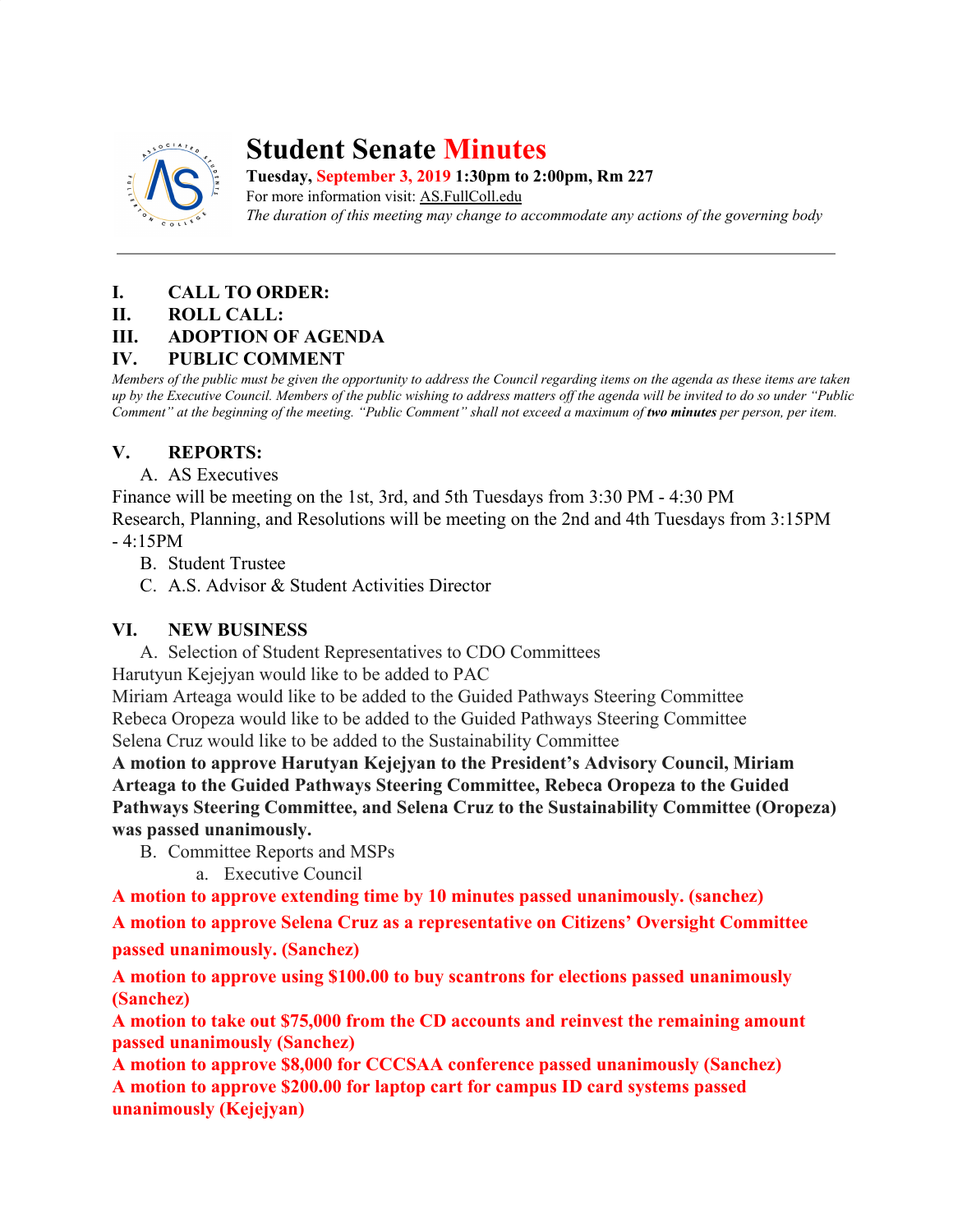# Student Senate Minutes

**Tuesday, September 3, 2019 1:30pm to 2:00pm, Rm 227**
For more information visit: AS.FullColl.edu
*The duration of this meeting may change to accommodate any actions of the governing body*

---

## I. CALL TO ORDER:

## II. ROLL CALL:

## III. ADOPTION OF AGENDA

## IV. PUBLIC COMMENT

*Members of the public must be given the opportunity to address the Council regarding items on the agenda as these items are taken up by the Executive Council. Members of the public wishing to address matters off the agenda will be invited to do so under "Public Comment" at the beginning of the meeting. "Public Comment" shall not exceed a maximum of **two minutes** per person, per item.*

## V. REPORTS:

A. AS Executives

Finance will be meeting on the 1st, 3rd, and 5th Tuesdays from 3:30 PM - 4:30 PM
Research, Planning, and Resolutions will be meeting on the 2nd and 4th Tuesdays from 3:15PM - 4:15PM

B. Student Trustee

C. A.S. Advisor & Student Activities Director

## VI. NEW BUSINESS

A. Selection of Student Representatives to CDO Committees

Harutyun Kejejyan would like to be added to PAC
Miriam Arteaga would like to be added to the Guided Pathways Steering Committee
Rebeca Oropeza would like to be added to the Guided Pathways Steering Committee
Selena Cruz would like to be added to the Sustainability Committee

**A motion to approve Harutyan Kejejyan to the President's Advisory Council, Miriam Arteaga to the Guided Pathways Steering Committee, Rebeca Oropeza to the Guided Pathways Steering Committee, and Selena Cruz to the Sustainability Committee (Oropeza) was passed unanimously.**

B. Committee Reports and MSPs

a. Executive Council

**A motion to approve extending time by 10 minutes passed unanimously. (sanchez)**

**A motion to approve Selena Cruz as a representative on Citizens' Oversight Committee passed unanimously. (Sanchez)**

**A motion to approve using $100.00 to buy scantrons for elections passed unanimously (Sanchez)**

**A motion to take out $75,000 from the CD accounts and reinvest the remaining amount passed unanimously (Sanchez)**

**A motion to approve $8,000 for CCCSAA conference passed unanimously (Sanchez)**

**A motion to approve $200.00 for laptop cart for campus ID card systems passed unanimously (Kejejyan)**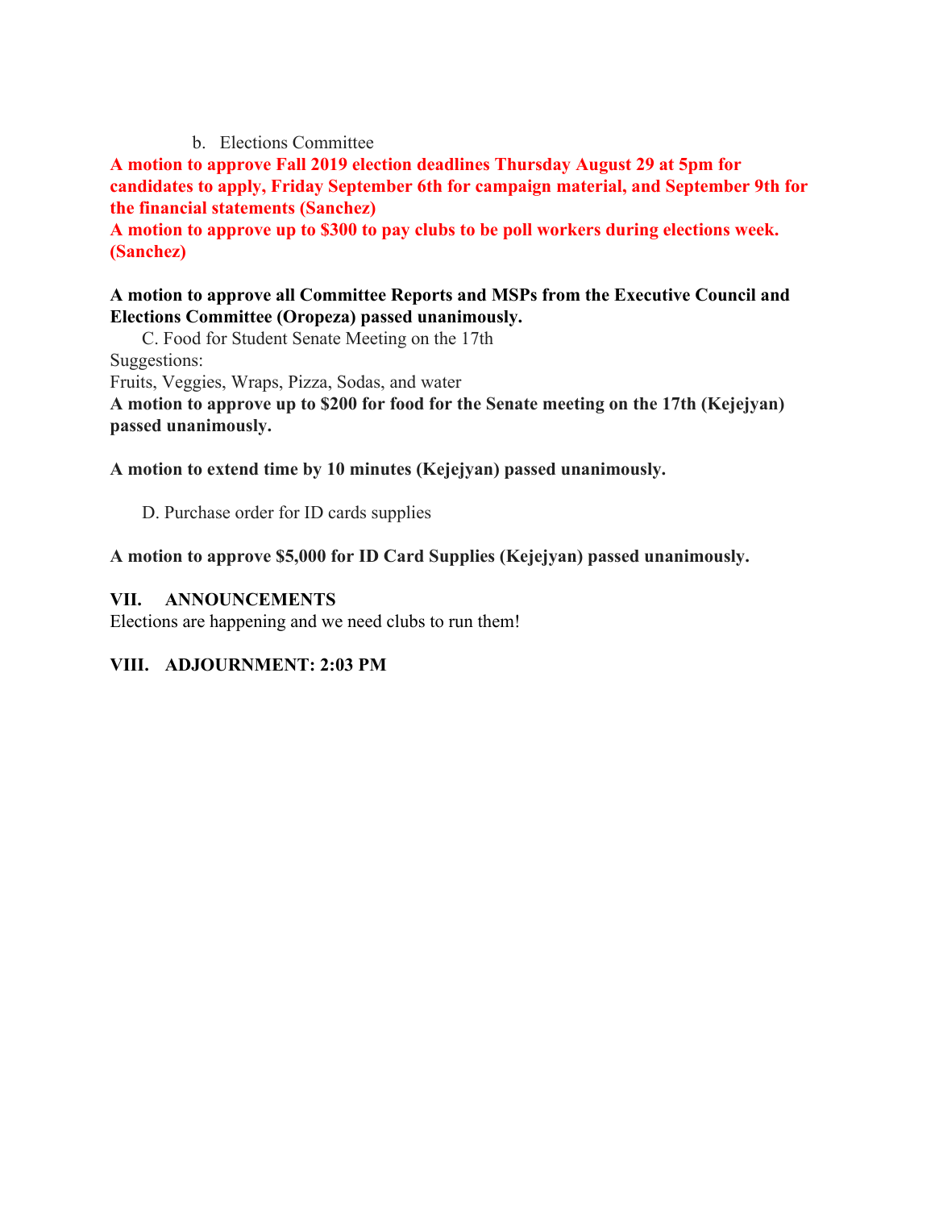b. Elections Committee

**A motion to approve Fall 2019 election deadlines Thursday August 29 at 5pm for candidates to apply, Friday September 6th for campaign material, and September 9th for the financial statements (Sanchez)**

**A motion to approve up to $300 to pay clubs to be poll workers during elections week. (Sanchez)**

**A motion to approve all Committee Reports and MSPs from the Executive Council and Elections Committee (Oropeza) passed unanimously.**

C. Food for Student Senate Meeting on the 17th

Suggestions:

Fruits, Veggies, Wraps, Pizza, Sodas, and water

**A motion to approve up to $200 for food for the Senate meeting on the 17th (Kejejyan) passed unanimously.**

**A motion to extend time by 10 minutes (Kejejyan) passed unanimously.**

D. Purchase order for ID cards supplies

**A motion to approve $5,000 for ID Card Supplies (Kejejyan) passed unanimously.**

## VII. ANNOUNCEMENTS

Elections are happening and we need clubs to run them!

## VIII. ADJOURNMENT: 2:03 PM